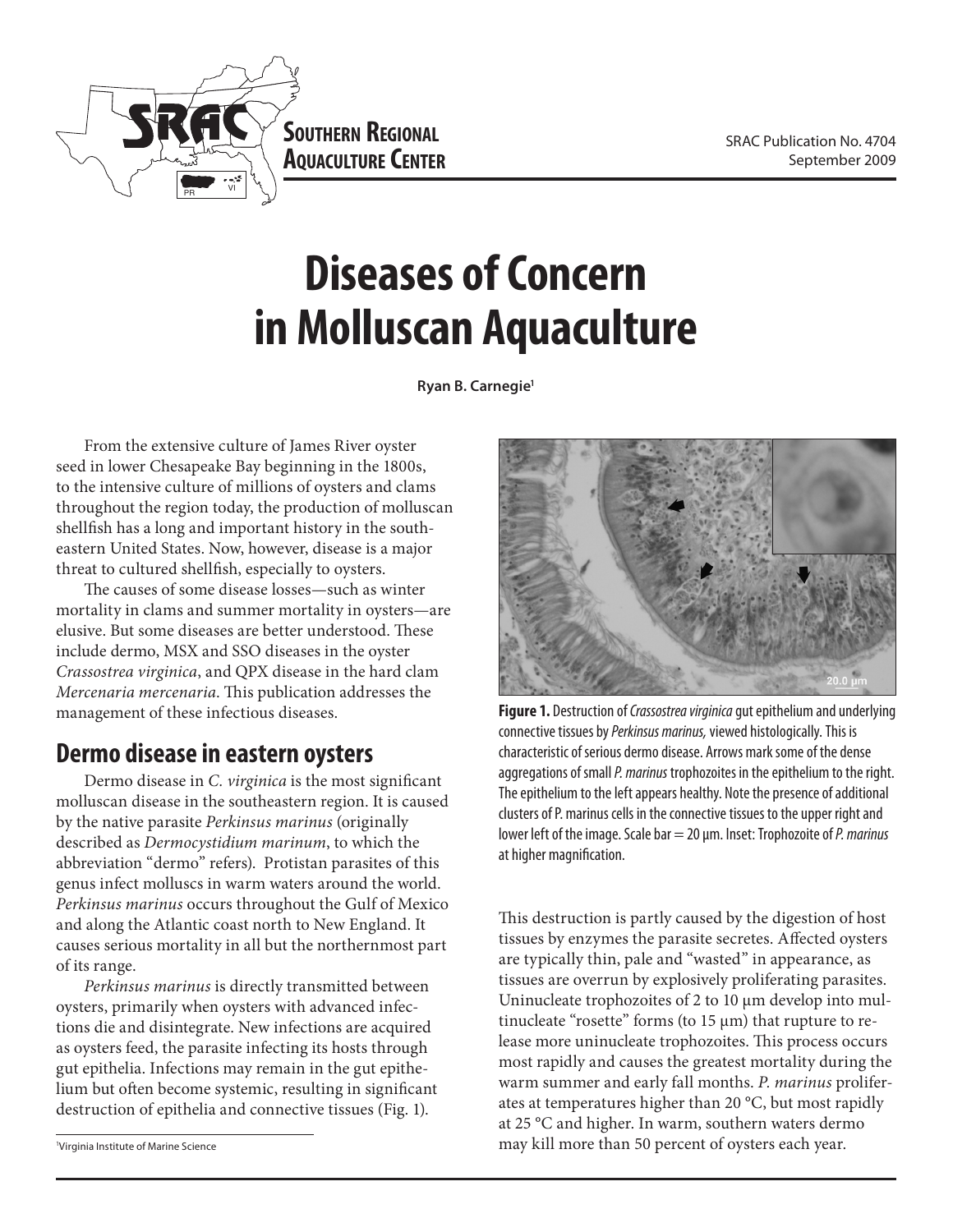SOUTHERN REGIONAL AQUACULTURE CENTER

SRAC Publication No. 4704
September 2009

# Diseases of Concern in Molluscan Aquaculture

**Ryan B. Carnegie**[1]

From the extensive culture of James River oyster seed in lower Chesapeake Bay beginning in the 1800s, to the intensive culture of millions of oysters and clams throughout the region today, the production of molluscan shellfish has a long and important history in the southeastern United States. Now, however, disease is a major threat to cultured shellfish, especially to oysters.

The causes of some disease losses—such as winter mortality in clams and summer mortality in oysters—are elusive. But some diseases are better understood. These include dermo, MSX and SSO diseases in the oyster *Crassostrea virginica*, and QPX disease in the hard clam *Mercenaria mercenaria*. This publication addresses the management of these infectious diseases.

## Dermo disease in eastern oysters

Dermo disease in *C. virginica* is the most significant molluscan disease in the southeastern region. It is caused by the native parasite *Perkinsus marinus* (originally described as *Dermocystidium marinum*, to which the abbreviation "dermo" refers). Protistan parasites of this genus infect molluscs in warm waters around the world. *Perkinsus marinus* occurs throughout the Gulf of Mexico and along the Atlantic coast north to New England. It causes serious mortality in all but the northernmost part of its range.

*Perkinsus marinus* is directly transmitted between oysters, primarily when oysters with advanced infections die and disintegrate. New infections are acquired as oysters feed, the parasite infecting its hosts through gut epithelia. Infections may remain in the gut epithelium but often become systemic, resulting in significant destruction of epithelia and connective tissues (Fig. 1).

**Figure 1.** Destruction of *Crassostrea virginica* gut epithelium and underlying connective tissues by *Perkinsus marinus,* viewed histologically. This is characteristic of serious dermo disease. Arrows mark some of the dense aggregations of small *P. marinus* trophozoites in the epithelium to the right. The epithelium to the left appears healthy. Note the presence of additional clusters of P. marinus cells in the connective tissues to the upper right and lower left of the image. Scale bar = 20 µm. Inset: Trophozoite of *P. marinus* at higher magnification.

This destruction is partly caused by the digestion of host tissues by enzymes the parasite secretes. Affected oysters are typically thin, pale and "wasted" in appearance, as tissues are overrun by explosively proliferating parasites. Uninucleate trophozoites of 2 to 10 µm develop into multinucleate "rosette" forms (to 15 µm) that rupture to release more uninucleate trophozoites. This process occurs most rapidly and causes the greatest mortality during the warm summer and early fall months. *P. marinus* proliferates at temperatures higher than 20 °C, but most rapidly at 25 °C and higher. In warm, southern waters dermo may kill more than 50 percent of oysters each year.

[1] Virginia Institute of Marine Science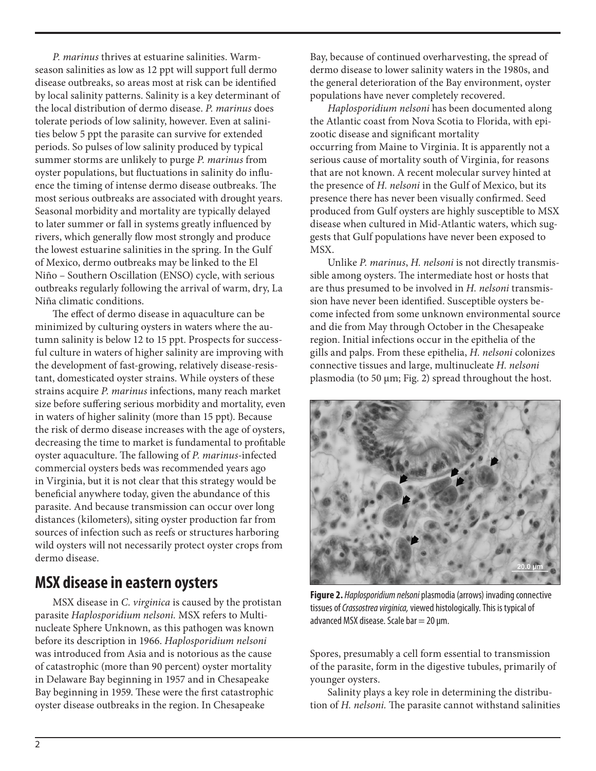*P. marinus* thrives at estuarine salinities. Warm-season salinities as low as 12 ppt will support full dermo disease outbreaks, so areas most at risk can be identified by local salinity patterns. Salinity is a key determinant of the local distribution of dermo disease. *P. marinus* does tolerate periods of low salinity, however. Even at salinities below 5 ppt the parasite can survive for extended periods. So pulses of low salinity produced by typical summer storms are unlikely to purge *P. marinus* from oyster populations, but fluctuations in salinity do influence the timing of intense dermo disease outbreaks. The most serious outbreaks are associated with drought years. Seasonal morbidity and mortality are typically delayed to later summer or fall in systems greatly influenced by rivers, which generally flow most strongly and produce the lowest estuarine salinities in the spring. In the Gulf of Mexico, dermo outbreaks may be linked to the El Niño – Southern Oscillation (ENSO) cycle, with serious outbreaks regularly following the arrival of warm, dry, La Niña climatic conditions.

The effect of dermo disease in aquaculture can be minimized by culturing oysters in waters where the autumn salinity is below 12 to 15 ppt. Prospects for successful culture in waters of higher salinity are improving with the development of fast-growing, relatively disease-resistant, domesticated oyster strains. While oysters of these strains acquire *P. marinus* infections, many reach market size before suffering serious morbidity and mortality, even in waters of higher salinity (more than 15 ppt). Because the risk of dermo disease increases with the age of oysters, decreasing the time to market is fundamental to profitable oyster aquaculture. The fallowing of *P. marinus*-infected commercial oysters beds was recommended years ago in Virginia, but it is not clear that this strategy would be beneficial anywhere today, given the abundance of this parasite. And because transmission can occur over long distances (kilometers), siting oyster production far from sources of infection such as reefs or structures harboring wild oysters will not necessarily protect oyster crops from dermo disease.

## MSX disease in eastern oysters

MSX disease in *C. virginica* is caused by the protistan parasite *Haplosporidium nelsoni.* MSX refers to Multinucleate Sphere Unknown, as this pathogen was known before its description in 1966. *Haplosporidium nelsoni* was introduced from Asia and is notorious as the cause of catastrophic (more than 90 percent) oyster mortality in Delaware Bay beginning in 1957 and in Chesapeake Bay beginning in 1959. These were the first catastrophic oyster disease outbreaks in the region. In Chesapeake Bay, because of continued overharvesting, the spread of dermo disease to lower salinity waters in the 1980s, and the general deterioration of the Bay environment, oyster populations have never completely recovered.

*Haplosporidium nelsoni* has been documented along the Atlantic coast from Nova Scotia to Florida, with epizootic disease and significant mortality occurring from Maine to Virginia. It is apparently not a serious cause of mortality south of Virginia, for reasons that are not known. A recent molecular survey hinted at the presence of *H. nelsoni* in the Gulf of Mexico, but its presence there has never been visually confirmed. Seed produced from Gulf oysters are highly susceptible to MSX disease when cultured in Mid-Atlantic waters, which suggests that Gulf populations have never been exposed to MSX.

Unlike *P. marinus*, *H. nelsoni* is not directly transmissible among oysters. The intermediate host or hosts that are thus presumed to be involved in *H. nelsoni* transmission have never been identified. Susceptible oysters become infected from some unknown environmental source and die from May through October in the Chesapeake region. Initial infections occur in the epithelia of the gills and palps. From these epithelia, *H. nelsoni* colonizes connective tissues and large, multinucleate *H. nelsoni* plasmodia (to 50 µm; Fig. 2) spread throughout the host.

**Figure 2.** *Haplosporidium nelsoni* plasmodia (arrows) invading connective tissues of *Crassostrea virginica,* viewed histologically. This is typical of advanced MSX disease. Scale bar = 20 µm.

Spores, presumably a cell form essential to transmission of the parasite, form in the digestive tubules, primarily of younger oysters.

Salinity plays a key role in determining the distribution of *H. nelsoni.* The parasite cannot withstand salinities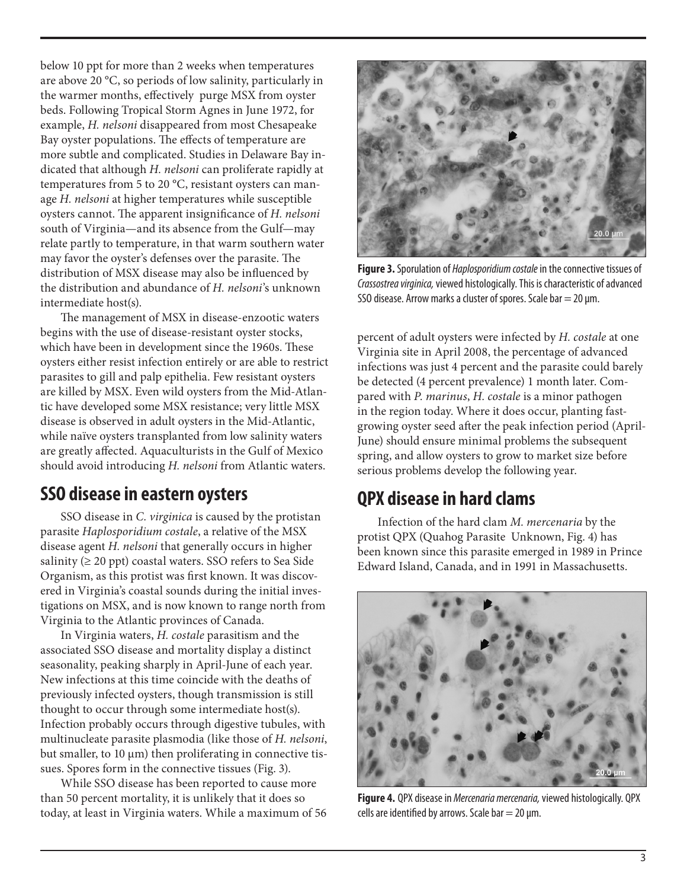below 10 ppt for more than 2 weeks when temperatures are above 20 °C, so periods of low salinity, particularly in the warmer months, effectively purge MSX from oyster beds. Following Tropical Storm Agnes in June 1972, for example, *H. nelsoni* disappeared from most Chesapeake Bay oyster populations. The effects of temperature are more subtle and complicated. Studies in Delaware Bay indicated that although *H. nelsoni* can proliferate rapidly at temperatures from 5 to 20 °C, resistant oysters can manage *H. nelsoni* at higher temperatures while susceptible oysters cannot. The apparent insignificance of *H. nelsoni* south of Virginia—and its absence from the Gulf—may relate partly to temperature, in that warm southern water may favor the oyster's defenses over the parasite. The distribution of MSX disease may also be influenced by the distribution and abundance of *H. nelsoni*'s unknown intermediate host(s).

The management of MSX in disease-enzootic waters begins with the use of disease-resistant oyster stocks, which have been in development since the 1960s. These oysters either resist infection entirely or are able to restrict parasites to gill and palp epithelia. Few resistant oysters are killed by MSX. Even wild oysters from the Mid-Atlantic have developed some MSX resistance; very little MSX disease is observed in adult oysters in the Mid-Atlantic, while naïve oysters transplanted from low salinity waters are greatly affected. Aquaculturists in the Gulf of Mexico should avoid introducing *H. nelsoni* from Atlantic waters.

## SSO disease in eastern oysters

SSO disease in *C. virginica* is caused by the protistan parasite *Haplosporidium costale*, a relative of the MSX disease agent *H. nelsoni* that generally occurs in higher salinity (≥ 20 ppt) coastal waters. SSO refers to Sea Side Organism, as this protist was first known. It was discovered in Virginia's coastal sounds during the initial investigations on MSX, and is now known to range north from Virginia to the Atlantic provinces of Canada.

In Virginia waters, *H. costale* parasitism and the associated SSO disease and mortality display a distinct seasonality, peaking sharply in April-June of each year. New infections at this time coincide with the deaths of previously infected oysters, though transmission is still thought to occur through some intermediate host(s). Infection probably occurs through digestive tubules, with multinucleate parasite plasmodia (like those of *H. nelsoni*, but smaller, to 10 µm) then proliferating in connective tissues. Spores form in the connective tissues (Fig. 3).

While SSO disease has been reported to cause more than 50 percent mortality, it is unlikely that it does so today, at least in Virginia waters. While a maximum of 56 percent of adult oysters were infected by *H. costale* at one Virginia site in April 2008, the percentage of advanced infections was just 4 percent and the parasite could barely be detected (4 percent prevalence) 1 month later. Compared with *P. marinus*, *H. costale* is a minor pathogen in the region today. Where it does occur, planting fast-growing oyster seed after the peak infection period (April-June) should ensure minimal problems the subsequent spring, and allow oysters to grow to market size before serious problems develop the following year.

**Figure 3.** Sporulation of *Haplosporidium costale* in the connective tissues of *Crassostrea virginica,* viewed histologically. This is characteristic of advanced SSO disease. Arrow marks a cluster of spores. Scale bar = 20 µm.

## QPX disease in hard clams

Infection of the hard clam *M. mercenaria* by the protist QPX (Quahog Parasite Unknown, Fig. 4) has been known since this parasite emerged in 1989 in Prince Edward Island, Canada, and in 1991 in Massachusetts.

**Figure 4.** QPX disease in *Mercenaria mercenaria,* viewed histologically. QPX cells are identified by arrows. Scale bar = 20 µm.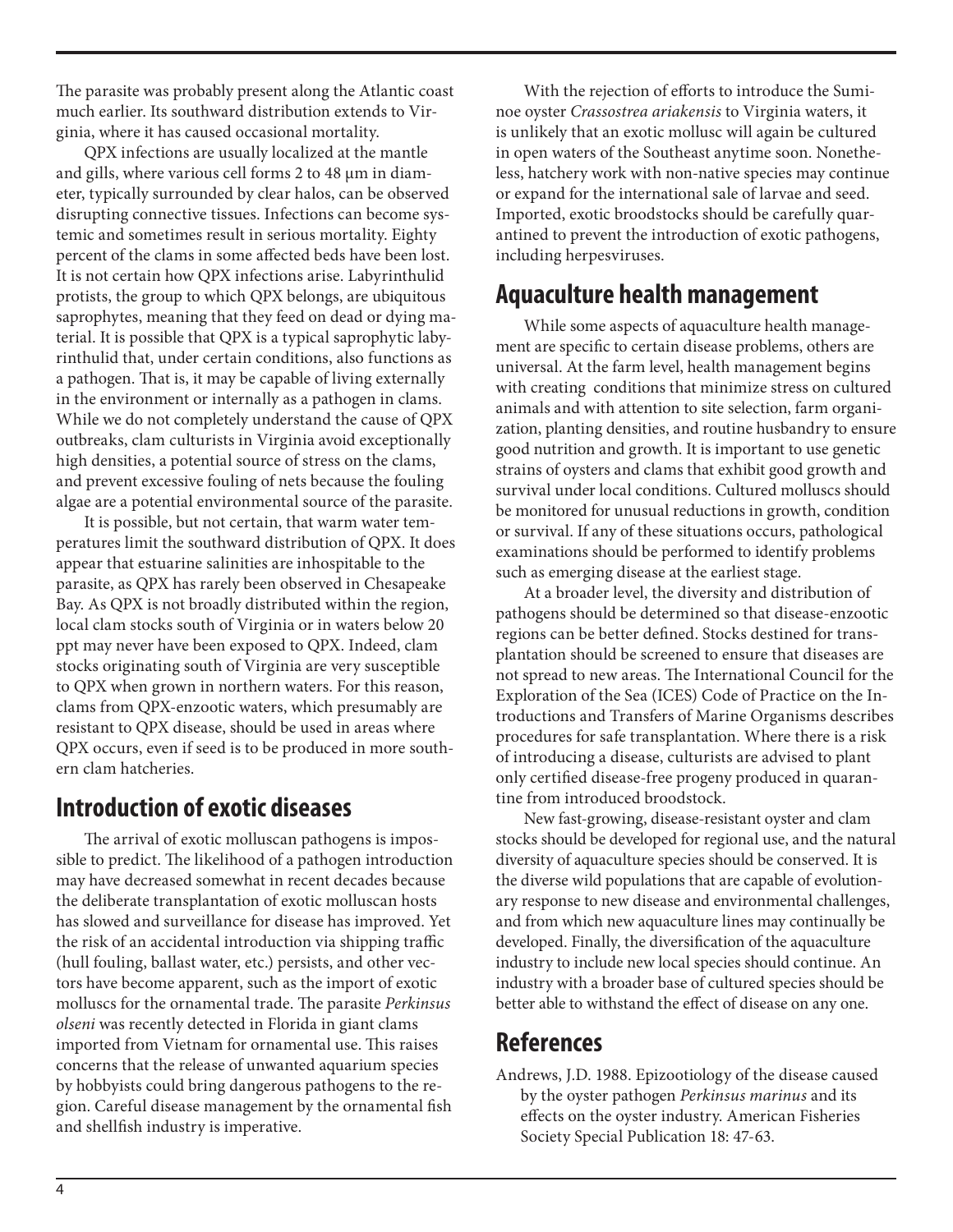The parasite was probably present along the Atlantic coast much earlier. Its southward distribution extends to Virginia, where it has caused occasional mortality.

QPX infections are usually localized at the mantle and gills, where various cell forms 2 to 48 µm in diameter, typically surrounded by clear halos, can be observed disrupting connective tissues. Infections can become systemic and sometimes result in serious mortality. Eighty percent of the clams in some affected beds have been lost. It is not certain how QPX infections arise. Labyrinthulid protists, the group to which QPX belongs, are ubiquitous saprophytes, meaning that they feed on dead or dying material. It is possible that QPX is a typical saprophytic labyrinthulid that, under certain conditions, also functions as a pathogen. That is, it may be capable of living externally in the environment or internally as a pathogen in clams. While we do not completely understand the cause of QPX outbreaks, clam culturists in Virginia avoid exceptionally high densities, a potential source of stress on the clams, and prevent excessive fouling of nets because the fouling algae are a potential environmental source of the parasite.

It is possible, but not certain, that warm water temperatures limit the southward distribution of QPX. It does appear that estuarine salinities are inhospitable to the parasite, as QPX has rarely been observed in Chesapeake Bay. As QPX is not broadly distributed within the region, local clam stocks south of Virginia or in waters below 20 ppt may never have been exposed to QPX. Indeed, clam stocks originating south of Virginia are very susceptible to QPX when grown in northern waters. For this reason, clams from QPX-enzootic waters, which presumably are resistant to QPX disease, should be used in areas where QPX occurs, even if seed is to be produced in more southern clam hatcheries.

## Introduction of exotic diseases

The arrival of exotic molluscan pathogens is impossible to predict. The likelihood of a pathogen introduction may have decreased somewhat in recent decades because the deliberate transplantation of exotic molluscan hosts has slowed and surveillance for disease has improved. Yet the risk of an accidental introduction via shipping traffic (hull fouling, ballast water, etc.) persists, and other vectors have become apparent, such as the import of exotic molluscs for the ornamental trade. The parasite *Perkinsus olseni* was recently detected in Florida in giant clams imported from Vietnam for ornamental use. This raises concerns that the release of unwanted aquarium species by hobbyists could bring dangerous pathogens to the region. Careful disease management by the ornamental fish and shellfish industry is imperative.

With the rejection of efforts to introduce the Suminoe oyster *Crassostrea ariakensis* to Virginia waters, it is unlikely that an exotic mollusc will again be cultured in open waters of the Southeast anytime soon. Nonetheless, hatchery work with non-native species may continue or expand for the international sale of larvae and seed. Imported, exotic broodstocks should be carefully quarantined to prevent the introduction of exotic pathogens, including herpesviruses.

## Aquaculture health management

While some aspects of aquaculture health management are specific to certain disease problems, others are universal. At the farm level, health management begins with creating conditions that minimize stress on cultured animals and with attention to site selection, farm organization, planting densities, and routine husbandry to ensure good nutrition and growth. It is important to use genetic strains of oysters and clams that exhibit good growth and survival under local conditions. Cultured molluscs should be monitored for unusual reductions in growth, condition or survival. If any of these situations occurs, pathological examinations should be performed to identify problems such as emerging disease at the earliest stage.

At a broader level, the diversity and distribution of pathogens should be determined so that disease-enzootic regions can be better defined. Stocks destined for transplantation should be screened to ensure that diseases are not spread to new areas. The International Council for the Exploration of the Sea (ICES) Code of Practice on the Introductions and Transfers of Marine Organisms describes procedures for safe transplantation. Where there is a risk of introducing a disease, culturists are advised to plant only certified disease-free progeny produced in quarantine from introduced broodstock.

New fast-growing, disease-resistant oyster and clam stocks should be developed for regional use, and the natural diversity of aquaculture species should be conserved. It is the diverse wild populations that are capable of evolutionary response to new disease and environmental challenges, and from which new aquaculture lines may continually be developed. Finally, the diversification of the aquaculture industry to include new local species should continue. An industry with a broader base of cultured species should be better able to withstand the effect of disease on any one.

## References

Andrews, J.D. 1988. Epizootiology of the disease caused by the oyster pathogen *Perkinsus marinus* and its effects on the oyster industry. American Fisheries Society Special Publication 18: 47-63.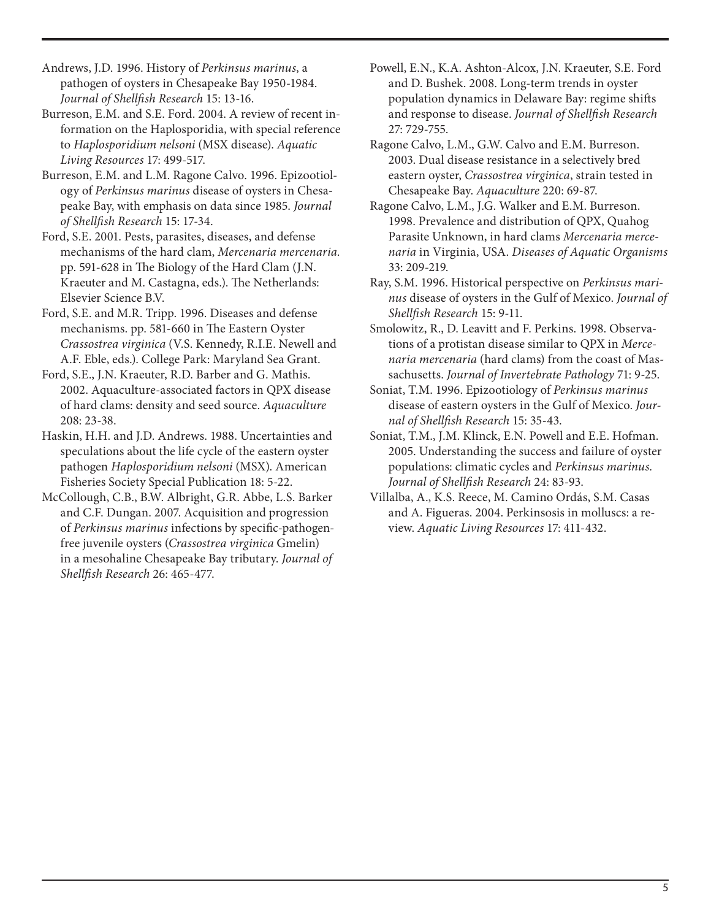Andrews, J.D. 1996. History of *Perkinsus marinus*, a pathogen of oysters in Chesapeake Bay 1950-1984. *Journal of Shellfish Research* 15: 13-16.

Burreson, E.M. and S.E. Ford. 2004. A review of recent information on the Haplosporidia, with special reference to *Haplosporidium nelsoni* (MSX disease). *Aquatic Living Resources* 17: 499-517.

Burreson, E.M. and L.M. Ragone Calvo. 1996. Epizootiology of *Perkinsus marinus* disease of oysters in Chesapeake Bay, with emphasis on data since 1985. *Journal of Shellfish Research* 15: 17-34.

Ford, S.E. 2001. Pests, parasites, diseases, and defense mechanisms of the hard clam, *Mercenaria mercenaria.* pp. 591-628 in The Biology of the Hard Clam (J.N. Kraeuter and M. Castagna, eds.). The Netherlands: Elsevier Science B.V.

Ford, S.E. and M.R. Tripp. 1996. Diseases and defense mechanisms. pp. 581-660 in The Eastern Oyster *Crassostrea virginica* (V.S. Kennedy, R.I.E. Newell and A.F. Eble, eds.). College Park: Maryland Sea Grant.

Ford, S.E., J.N. Kraeuter, R.D. Barber and G. Mathis. 2002. Aquaculture-associated factors in QPX disease of hard clams: density and seed source. *Aquaculture* 208: 23-38.

Haskin, H.H. and J.D. Andrews. 1988. Uncertainties and speculations about the life cycle of the eastern oyster pathogen *Haplosporidium nelsoni* (MSX). American Fisheries Society Special Publication 18: 5-22.

McCollough, C.B., B.W. Albright, G.R. Abbe, L.S. Barker and C.F. Dungan. 2007. Acquisition and progression of *Perkinsus marinus* infections by specific-pathogen-free juvenile oysters (*Crassostrea virginica* Gmelin) in a mesohaline Chesapeake Bay tributary. *Journal of Shellfish Research* 26: 465-477.

Powell, E.N., K.A. Ashton-Alcox, J.N. Kraeuter, S.E. Ford and D. Bushek. 2008. Long-term trends in oyster population dynamics in Delaware Bay: regime shifts and response to disease. *Journal of Shellfish Research* 27: 729-755.

Ragone Calvo, L.M., G.W. Calvo and E.M. Burreson. 2003. Dual disease resistance in a selectively bred eastern oyster, *Crassostrea virginica*, strain tested in Chesapeake Bay. *Aquaculture* 220: 69-87.

Ragone Calvo, L.M., J.G. Walker and E.M. Burreson. 1998. Prevalence and distribution of QPX, Quahog Parasite Unknown, in hard clams *Mercenaria mercenaria* in Virginia, USA. *Diseases of Aquatic Organisms* 33: 209-219.

Ray, S.M. 1996. Historical perspective on *Perkinsus marinus* disease of oysters in the Gulf of Mexico. *Journal of Shellfish Research* 15: 9-11.

Smolowitz, R., D. Leavitt and F. Perkins. 1998. Observations of a protistan disease similar to QPX in *Mercenaria mercenaria* (hard clams) from the coast of Massachusetts. *Journal of Invertebrate Pathology* 71: 9-25.

Soniat, T.M. 1996. Epizootiology of *Perkinsus marinus* disease of eastern oysters in the Gulf of Mexico. *Journal of Shellfish Research* 15: 35-43.

Soniat, T.M., J.M. Klinck, E.N. Powell and E.E. Hofman. 2005. Understanding the success and failure of oyster populations: climatic cycles and *Perkinsus marinus. Journal of Shellfish Research* 24: 83-93.

Villalba, A., K.S. Reece, M. Camino Ordás, S.M. Casas and A. Figueras. 2004. Perkinsosis in molluscs: a review. *Aquatic Living Resources* 17: 411-432.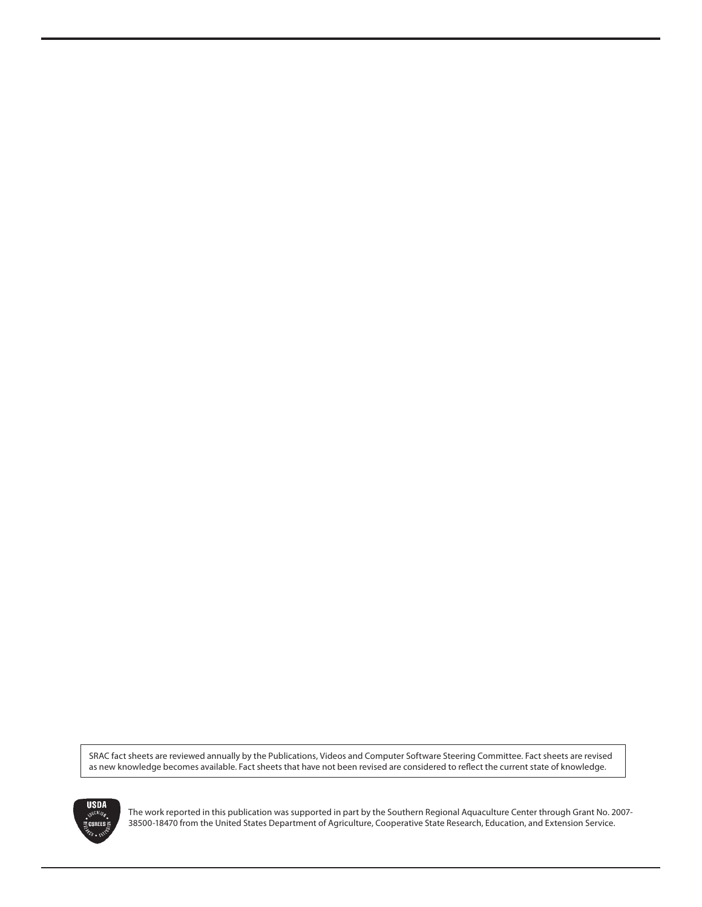SRAC fact sheets are reviewed annually by the Publications, Videos and Computer Software Steering Committee. Fact sheets are revised as new knowledge becomes available. Fact sheets that have not been revised are considered to reflect the current state of knowledge.

The work reported in this publication was supported in part by the Southern Regional Aquaculture Center through Grant No. 2007-38500-18470 from the United States Department of Agriculture, Cooperative State Research, Education, and Extension Service.